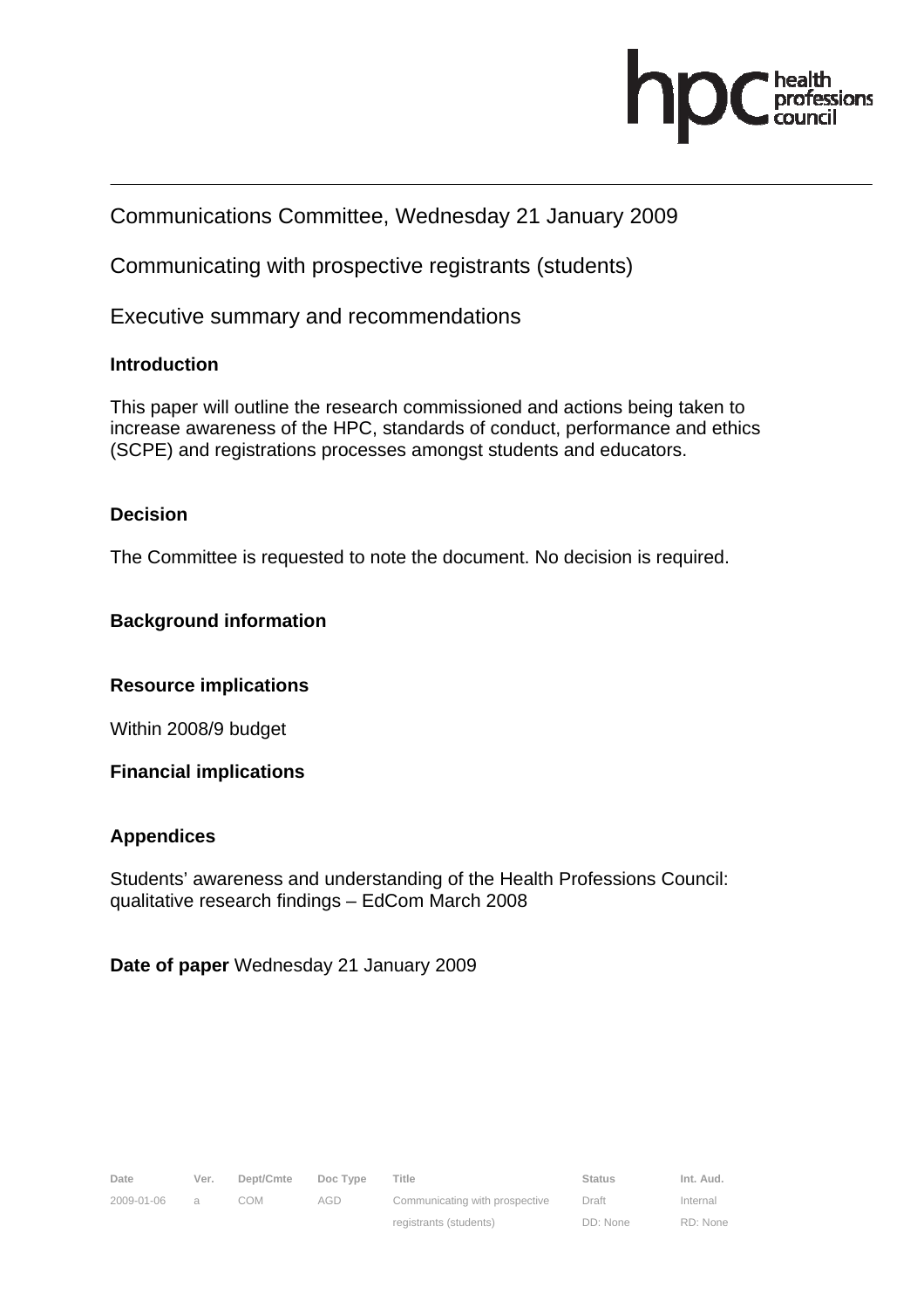Communications Committee, Wednesday 21 January 2009

Communicating with prospective registrants (students)

Executive summary and recommendations

**Introduction**

This paper will outline the research commissioned and actions being taken to increase awareness of the HPC, standards of conduct, performance and ethics (SCPE) and registrations processes amongst students and educators.

**Decision**

The Committee is requested to note the document. No decision is required.

**Background information**

**Resource implications**

Within 2008/9 budget

**Financial implications**

**Appendices**

Students' awareness and understanding of the Health Professions Council: qualitative research findings – EdCom March 2008

**Date of paper** Wednesday 21 January 2009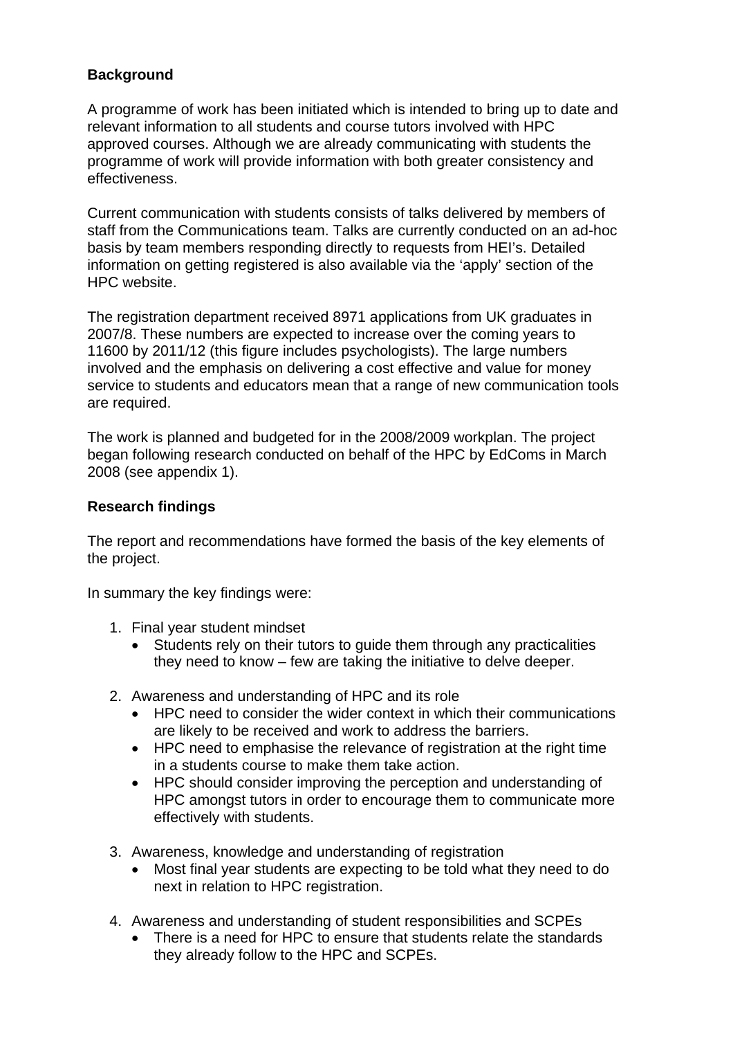**Background**

A programme of work has been initiated which is intended to bring up to date and relevant information to all students and course tutors involved with HPC approved courses. Although we are already communicating with students the programme of work will provide information with both greater consistency and effectiveness.

Current communication with students consists of talks delivered by members of staff from the Communications team. Talks are currently conducted on an ad-hoc basis by team members responding directly to requests from HEI's. Detailed information on getting registered is also available via the 'apply' section of the HPC website.

The registration department received 8971 applications from UK graduates in 2007/8. These numbers are expected to increase over the coming years to 11600 by 2011/12 (this figure includes psychologists). The large numbers involved and the emphasis on delivering a cost effective and value for money service to students and educators mean that a range of new communication tools are required.

The work is planned and budgeted for in the 2008/2009 workplan. The project began following research conducted on behalf of the HPC by EdComs in March 2008 (see appendix 1).

**Research findings**

The report and recommendations have formed the basis of the key elements of the project.

In summary the key findings were:

1. Final year student mindset
   - Students rely on their tutors to guide them through any practicalities they need to know – few are taking the initiative to delve deeper.

2. Awareness and understanding of HPC and its role
   - HPC need to consider the wider context in which their communications are likely to be received and work to address the barriers.
   - HPC need to emphasise the relevance of registration at the right time in a students course to make them take action.
   - HPC should consider improving the perception and understanding of HPC amongst tutors in order to encourage them to communicate more effectively with students.

3. Awareness, knowledge and understanding of registration
   - Most final year students are expecting to be told what they need to do next in relation to HPC registration.

4. Awareness and understanding of student responsibilities and SCPEs
   - There is a need for HPC to ensure that students relate the standards they already follow to the HPC and SCPEs.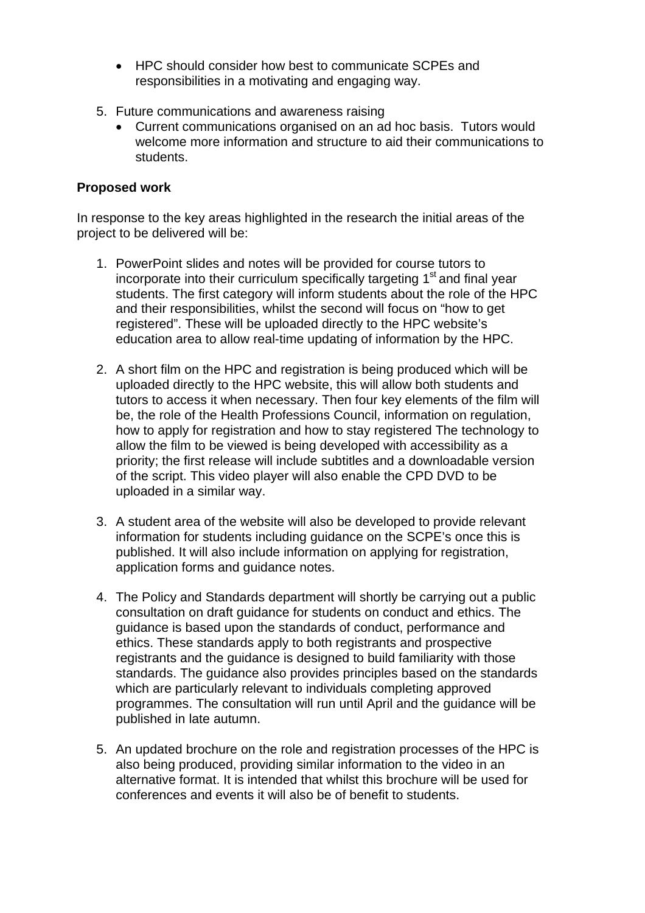- HPC should consider how best to communicate SCPEs and responsibilities in a motivating and engaging way.

5. Future communications and awareness raising
    - Current communications organised on an ad hoc basis. Tutors would welcome more information and structure to aid their communications to students.

**Proposed work**

In response to the key areas highlighted in the research the initial areas of the project to be delivered will be:

1. PowerPoint slides and notes will be provided for course tutors to incorporate into their curriculum specifically targeting 1st and final year students. The first category will inform students about the role of the HPC and their responsibilities, whilst the second will focus on "how to get registered". These will be uploaded directly to the HPC website's education area to allow real-time updating of information by the HPC.

2. A short film on the HPC and registration is being produced which will be uploaded directly to the HPC website, this will allow both students and tutors to access it when necessary. Then four key elements of the film will be, the role of the Health Professions Council, information on regulation, how to apply for registration and how to stay registered The technology to allow the film to be viewed is being developed with accessibility as a priority; the first release will include subtitles and a downloadable version of the script. This video player will also enable the CPD DVD to be uploaded in a similar way.

3. A student area of the website will also be developed to provide relevant information for students including guidance on the SCPE's once this is published. It will also include information on applying for registration, application forms and guidance notes.

4. The Policy and Standards department will shortly be carrying out a public consultation on draft guidance for students on conduct and ethics. The guidance is based upon the standards of conduct, performance and ethics. These standards apply to both registrants and prospective registrants and the guidance is designed to build familiarity with those standards. The guidance also provides principles based on the standards which are particularly relevant to individuals completing approved programmes. The consultation will run until April and the guidance will be published in late autumn.

5. An updated brochure on the role and registration processes of the HPC is also being produced, providing similar information to the video in an alternative format. It is intended that whilst this brochure will be used for conferences and events it will also be of benefit to students.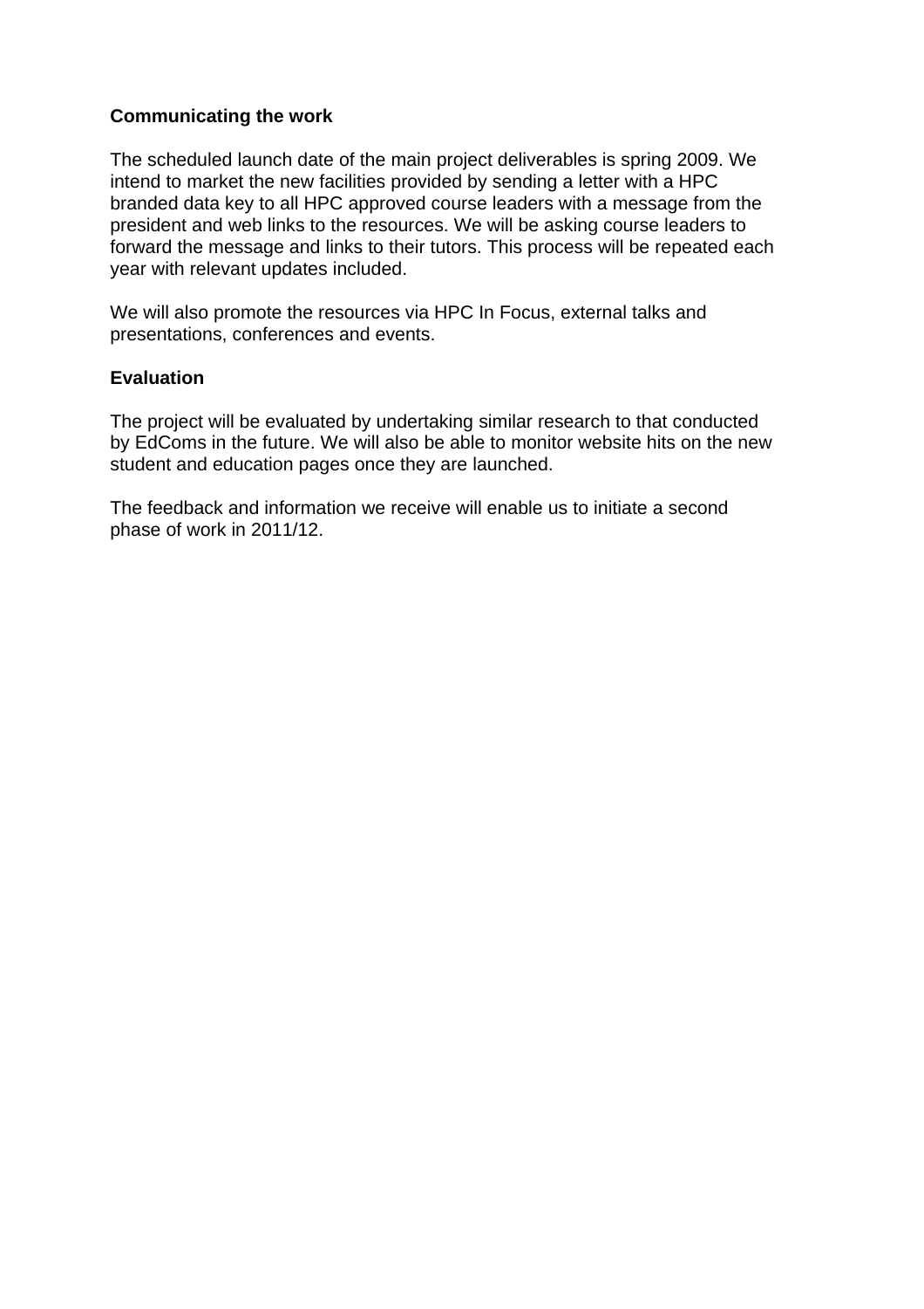**Communicating the work**

The scheduled launch date of the main project deliverables is spring 2009. We intend to market the new facilities provided by sending a letter with a HPC branded data key to all HPC approved course leaders with a message from the president and web links to the resources. We will be asking course leaders to forward the message and links to their tutors. This process will be repeated each year with relevant updates included.

We will also promote the resources via HPC In Focus, external talks and presentations, conferences and events.

**Evaluation**

The project will be evaluated by undertaking similar research to that conducted by EdComs in the future. We will also be able to monitor website hits on the new student and education pages once they are launched.

The feedback and information we receive will enable us to initiate a second phase of work in 2011/12.